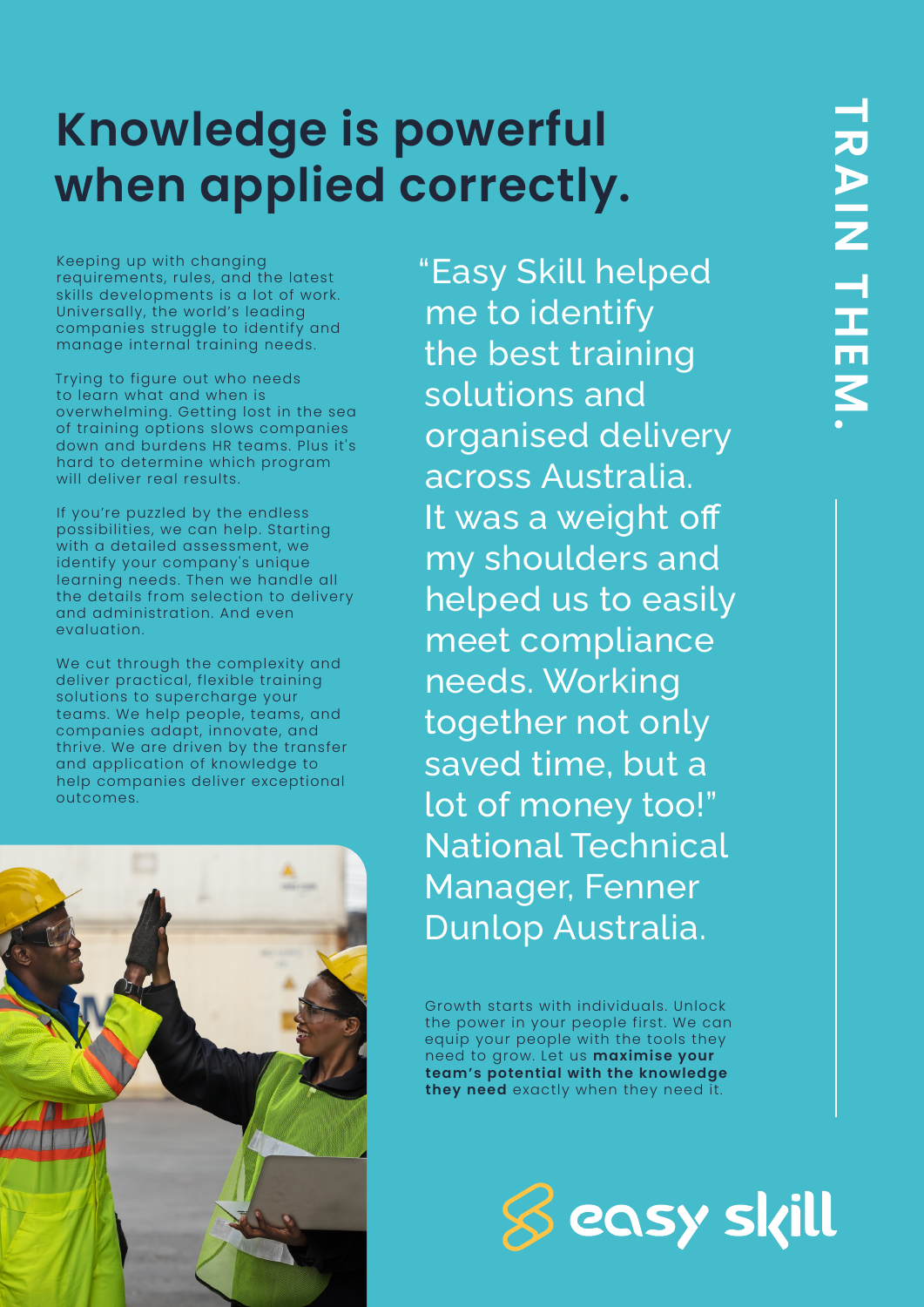# Knowledge is powerful when applied correctly.

TRAIN THEM.

Keeping up with changing requirements, rules, and the latest skills developments is a lot of work. Universally, the world's leading companies struggle to identify and manage internal training needs.

Trying to figure out who needs to learn what and when is overwhelming. Getting lost in the sea of training options slows companies down and burdens HR teams. Plus it's hard to determine which program will deliver real results.

If you're puzzled by the endless possibilities, we can help. Starting with a detailed assessment, we identify your company's unique learning needs. Then we handle all the details from selection to delivery and administration. And even evaluation.

We cut through the complexity and deliver practical, flexible training solutions to supercharge your teams. We help people, teams, and companies adapt, innovate, and thrive. We are driven by the transfer and application of knowledge to help companies deliver exceptional outcomes.

"Easy Skill helped me to identify the best training solutions and organised delivery across Australia. It was a weight off my shoulders and helped us to easily meet compliance needs. Working together not only saved time, but a lot of money too!" National Technical Manager, Fenner Dunlop Australia.

Growth starts with individuals. Unlock the power in your people first. We can equip your people with the tools they need to grow. Let us **maximise your team's potential with the knowledge they need** exactly when they need it.

easy skill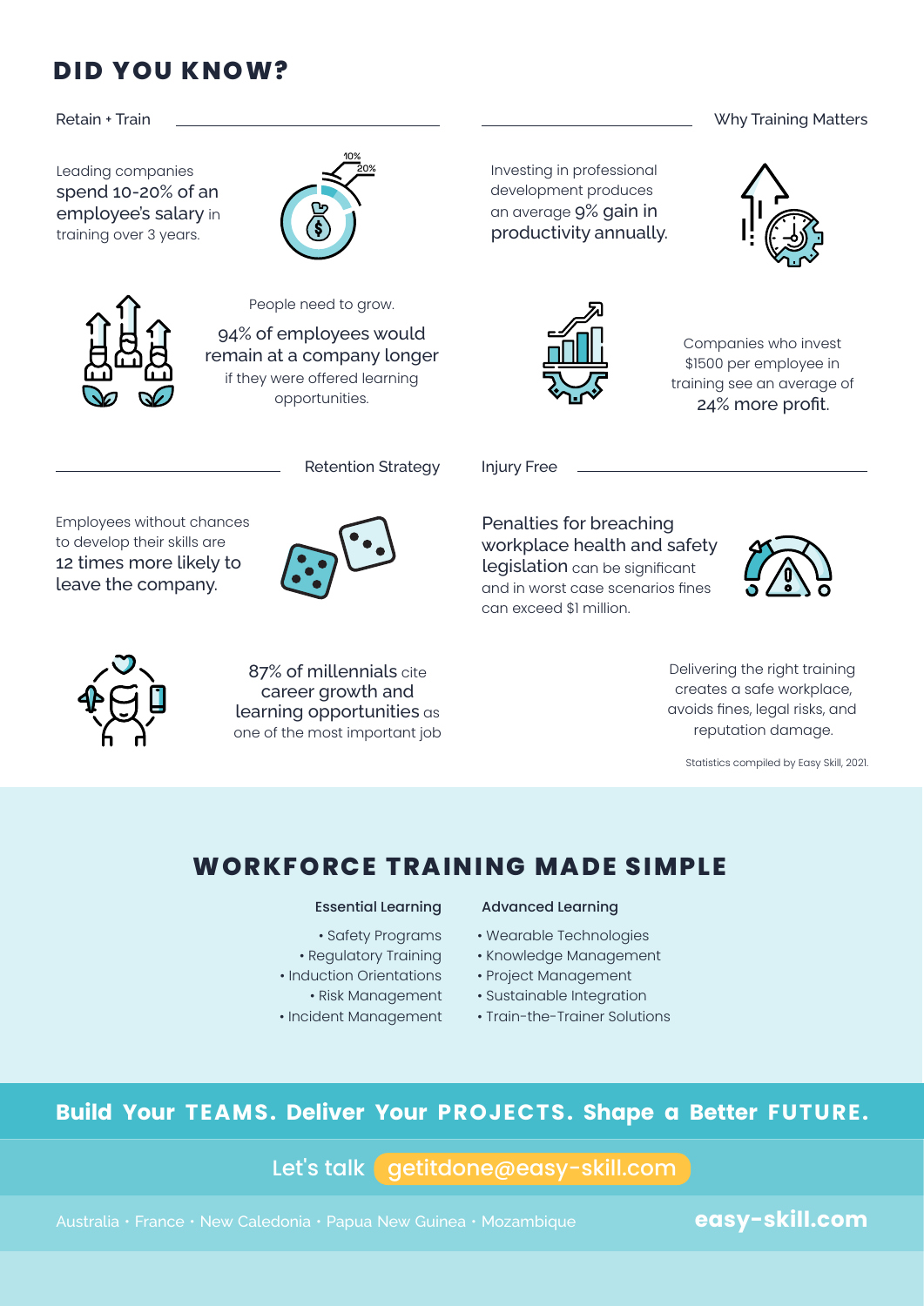# DID YOU KNOW?

## Retain + Train

Leading companies spend 10-20% of an employee's salary in training over 3 years.

10%
20%

People need to grow.

94% of employees would remain at a company longer if they were offered learning opportunities.

## Why Training Matters

Investing in professional development produces an average 9% gain in productivity annually.

Companies who invest $1500 per employee in training see an average of 24% more profit.

## Retention Strategy

Employees without chances to develop their skills are 12 times more likely to leave the company.

87% of millennials cite career growth and learning opportunities as one of the most important job

## Injury Free

Penalties for breaching workplace health and safety legislation can be significant and in worst case scenarios fines can exceed $1 million.

Delivering the right training creates a safe workplace, avoids fines, legal risks, and reputation damage.

Statistics compiled by Easy Skill, 2021.

# WORKFORCE TRAINING MADE SIMPLE

**Essential Learning**

- Safety Programs
- Regulatory Training
- Induction Orientations
- Risk Management
- Incident Management

**Advanced Learning**

- Wearable Technologies
- Knowledge Management
- Project Management
- Sustainable Integration
- Train-the-Trainer Solutions

**Build Your TEAMS. Deliver Your PROJECTS. Shape a Better FUTURE.**

Let's talk getitdone@easy-skill.com

Australia • France • New Caledonia • Papua New Guinea • Mozambique

**easy-skill.com**